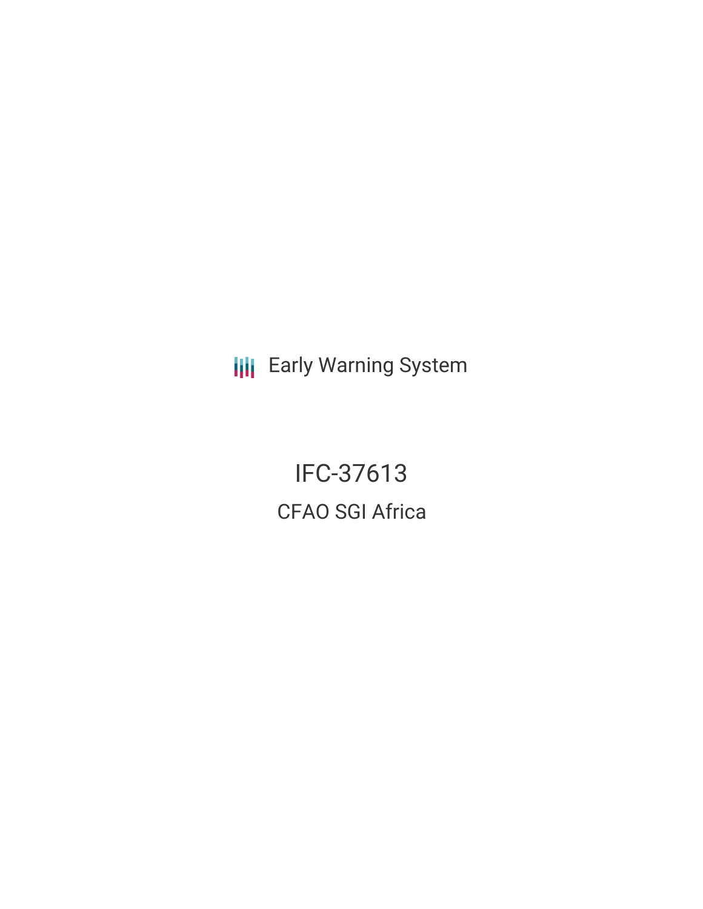Early Warning System

# IFC-37613

## CFAO SGI Africa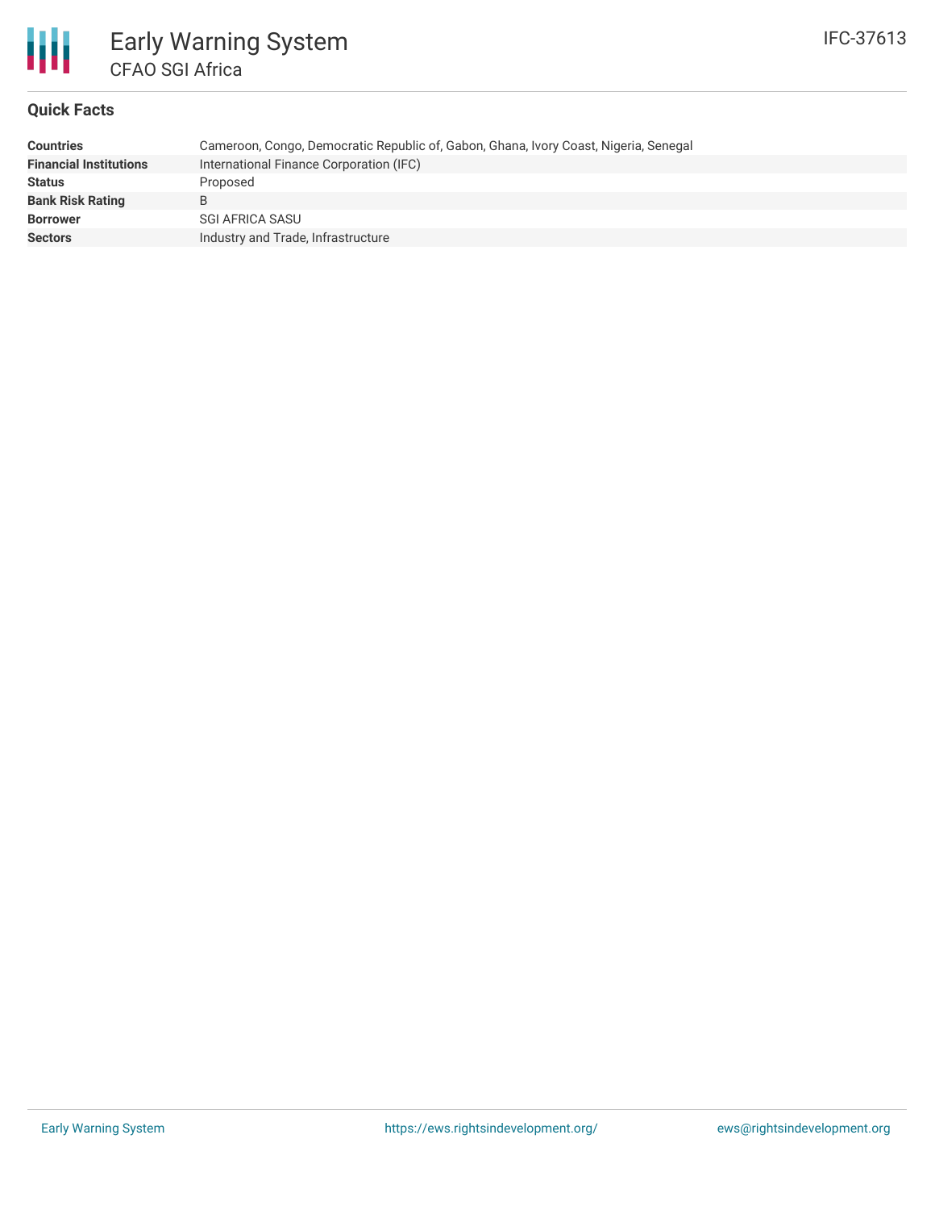# Early Warning System

## CFAO SGI Africa

IFC-37613

### Quick Facts

| | |
|---|---|
| **Countries** | Cameroon, Congo, Democratic Republic of, Gabon, Ghana, Ivory Coast, Nigeria, Senegal |
| **Financial Institutions** | International Finance Corporation (IFC) |
| **Status** | Proposed |
| **Bank Risk Rating** | B |
| **Borrower** | SGI AFRICA SASU |
| **Sectors** | Industry and Trade, Infrastructure |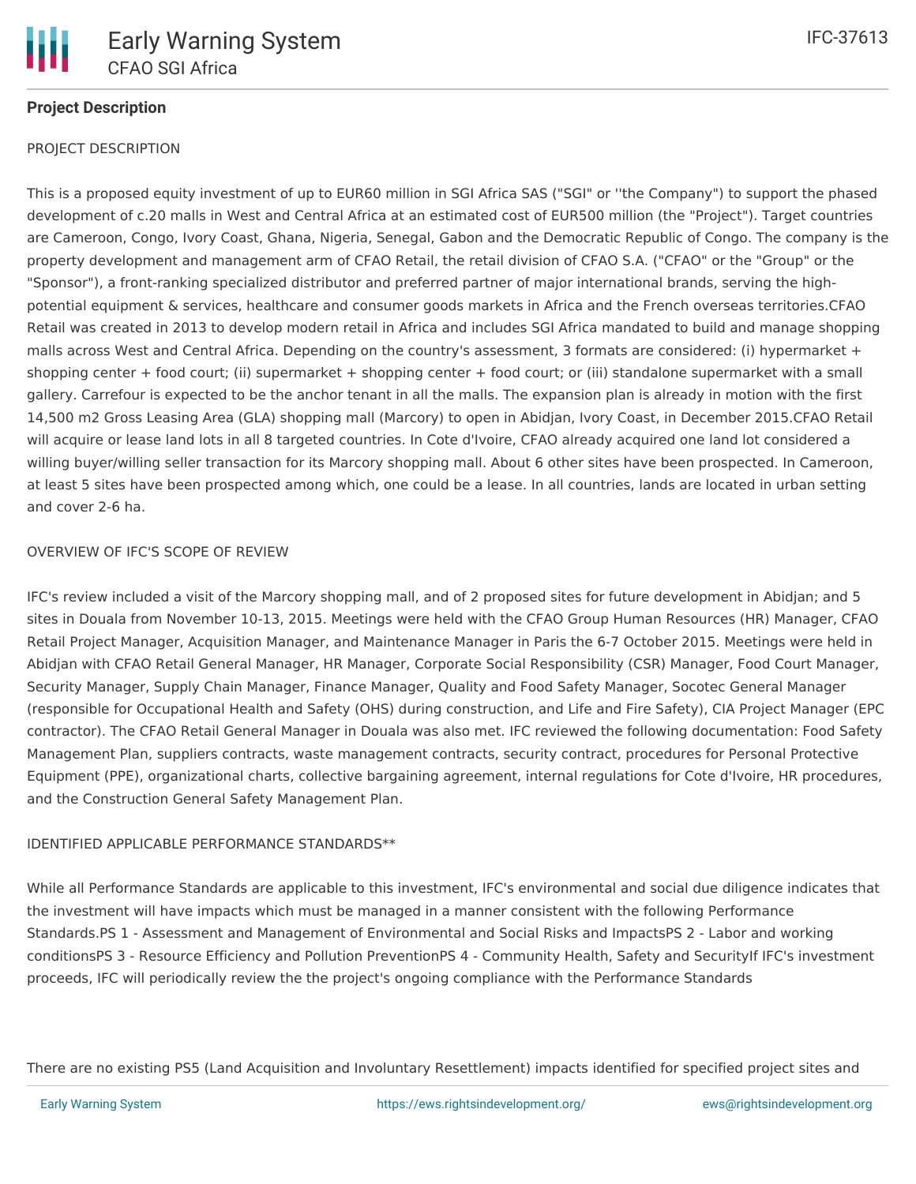## Project Description

PROJECT DESCRIPTION

This is a proposed equity investment of up to EUR60 million in SGI Africa SAS ("SGI" or ''the Company") to support the phased development of c.20 malls in West and Central Africa at an estimated cost of EUR500 million (the "Project"). Target countries are Cameroon, Congo, Ivory Coast, Ghana, Nigeria, Senegal, Gabon and the Democratic Republic of Congo. The company is the property development and management arm of CFAO Retail, the retail division of CFAO S.A. ("CFAO" or the "Group" or the "Sponsor"), a front-ranking specialized distributor and preferred partner of major international brands, serving the high-potential equipment & services, healthcare and consumer goods markets in Africa and the French overseas territories.CFAO Retail was created in 2013 to develop modern retail in Africa and includes SGI Africa mandated to build and manage shopping malls across West and Central Africa. Depending on the country's assessment, 3 formats are considered: (i) hypermarket + shopping center + food court; (ii) supermarket + shopping center + food court; or (iii) standalone supermarket with a small gallery. Carrefour is expected to be the anchor tenant in all the malls. The expansion plan is already in motion with the first 14,500 m2 Gross Leasing Area (GLA) shopping mall (Marcory) to open in Abidjan, Ivory Coast, in December 2015.CFAO Retail will acquire or lease land lots in all 8 targeted countries. In Cote d'Ivoire, CFAO already acquired one land lot considered a willing buyer/willing seller transaction for its Marcory shopping mall. About 6 other sites have been prospected. In Cameroon, at least 5 sites have been prospected among which, one could be a lease. In all countries, lands are located in urban setting and cover 2-6 ha.

OVERVIEW OF IFC'S SCOPE OF REVIEW

IFC's review included a visit of the Marcory shopping mall, and of 2 proposed sites for future development in Abidjan; and 5 sites in Douala from November 10-13, 2015. Meetings were held with the CFAO Group Human Resources (HR) Manager, CFAO Retail Project Manager, Acquisition Manager, and Maintenance Manager in Paris the 6-7 October 2015. Meetings were held in Abidjan with CFAO Retail General Manager, HR Manager, Corporate Social Responsibility (CSR) Manager, Food Court Manager, Security Manager, Supply Chain Manager, Finance Manager, Quality and Food Safety Manager, Socotec General Manager (responsible for Occupational Health and Safety (OHS) during construction, and Life and Fire Safety), CIA Project Manager (EPC contractor). The CFAO Retail General Manager in Douala was also met. IFC reviewed the following documentation: Food Safety Management Plan, suppliers contracts, waste management contracts, security contract, procedures for Personal Protective Equipment (PPE), organizational charts, collective bargaining agreement, internal regulations for Cote d'Ivoire, HR procedures, and the Construction General Safety Management Plan.

IDENTIFIED APPLICABLE PERFORMANCE STANDARDS**

While all Performance Standards are applicable to this investment, IFC's environmental and social due diligence indicates that the investment will have impacts which must be managed in a manner consistent with the following Performance Standards.PS 1 - Assessment and Management of Environmental and Social Risks and ImpactsPS 2 - Labor and working conditionsPS 3 - Resource Efficiency and Pollution PreventionPS 4 - Community Health, Safety and SecurityIf IFC's investment proceeds, IFC will periodically review the the project's ongoing compliance with the Performance Standards

There are no existing PS5 (Land Acquisition and Involuntary Resettlement) impacts identified for specified project sites and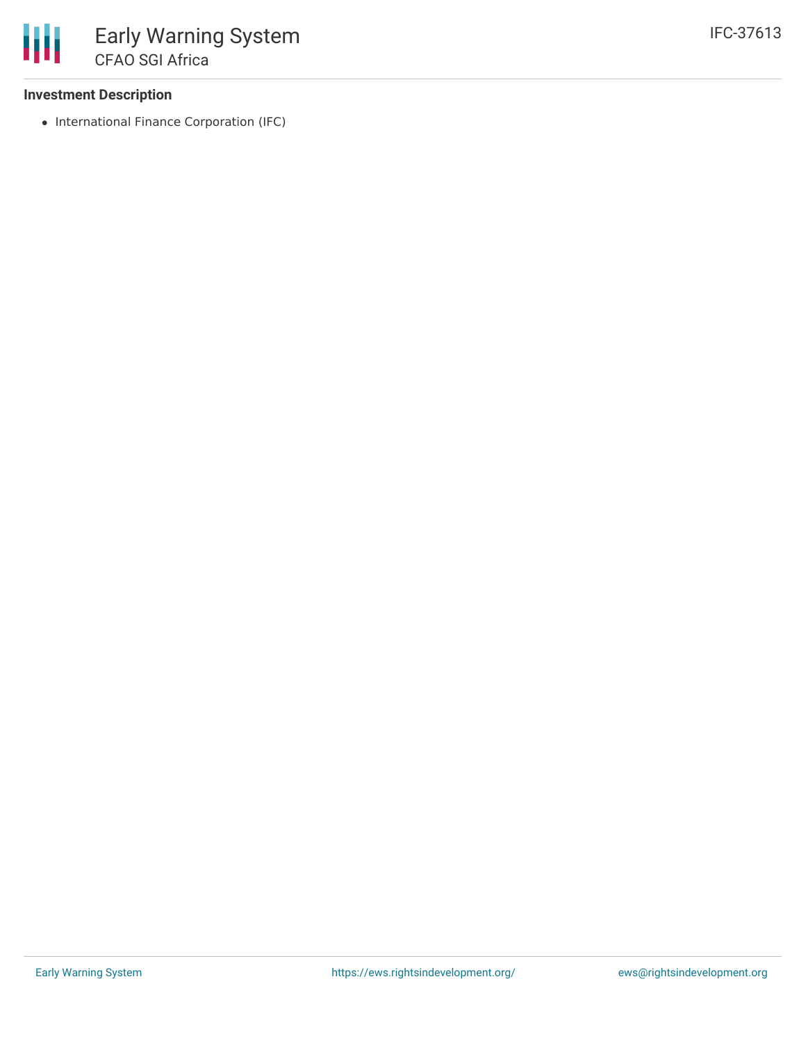### Investment Description

- International Finance Corporation (IFC)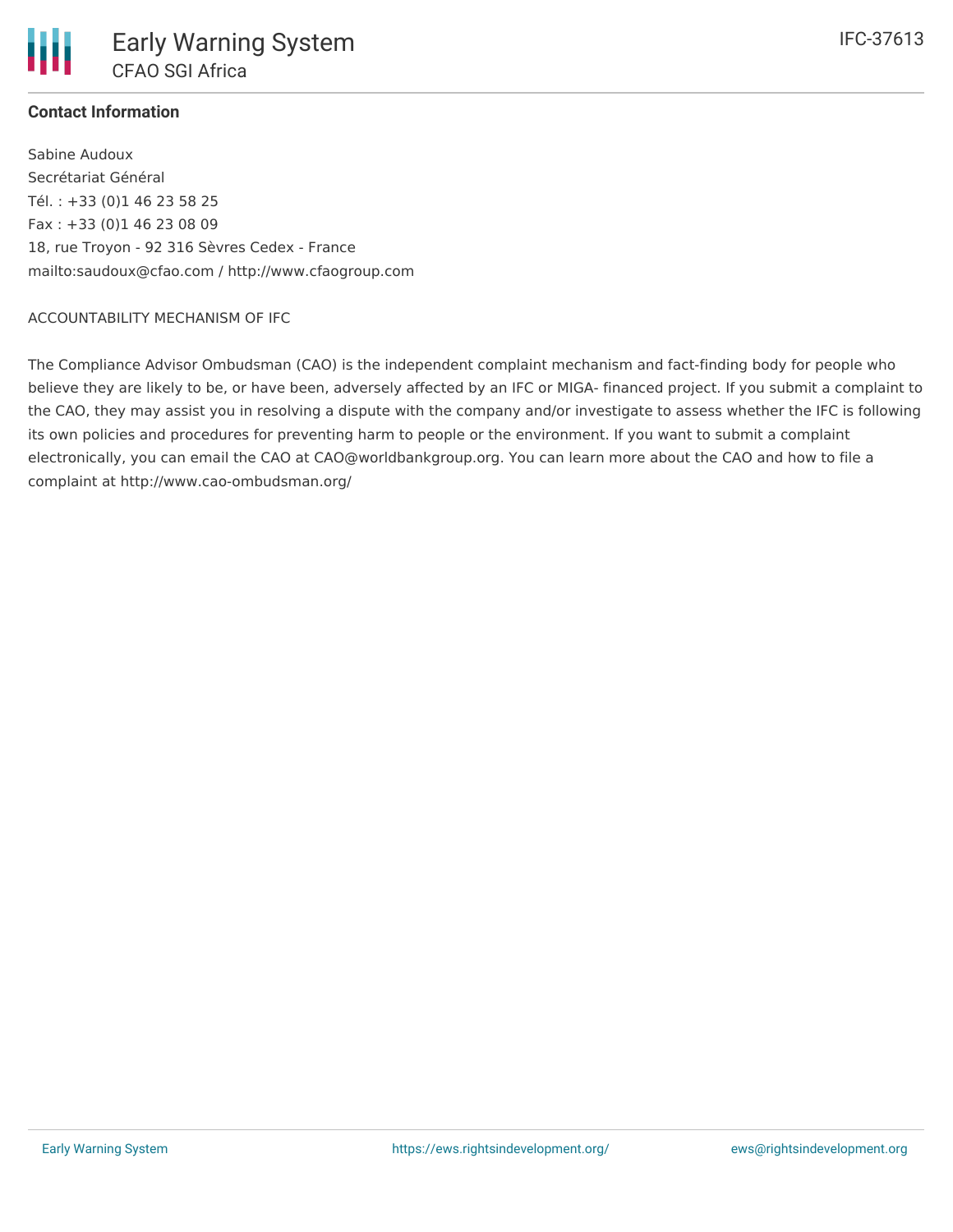**Contact Information**

Sabine Audoux
Secrétariat Général
Tél. : +33 (0)1 46 23 58 25
Fax : +33 (0)1 46 23 08 09
18, rue Troyon - 92 316 Sèvres Cedex - France
mailto:saudoux@cfao.com / http://www.cfaogroup.com

ACCOUNTABILITY MECHANISM OF IFC

The Compliance Advisor Ombudsman (CAO) is the independent complaint mechanism and fact-finding body for people who believe they are likely to be, or have been, adversely affected by an IFC or MIGA- financed project. If you submit a complaint to the CAO, they may assist you in resolving a dispute with the company and/or investigate to assess whether the IFC is following its own policies and procedures for preventing harm to people or the environment. If you want to submit a complaint electronically, you can email the CAO at CAO@worldbankgroup.org. You can learn more about the CAO and how to file a complaint at http://www.cao-ombudsman.org/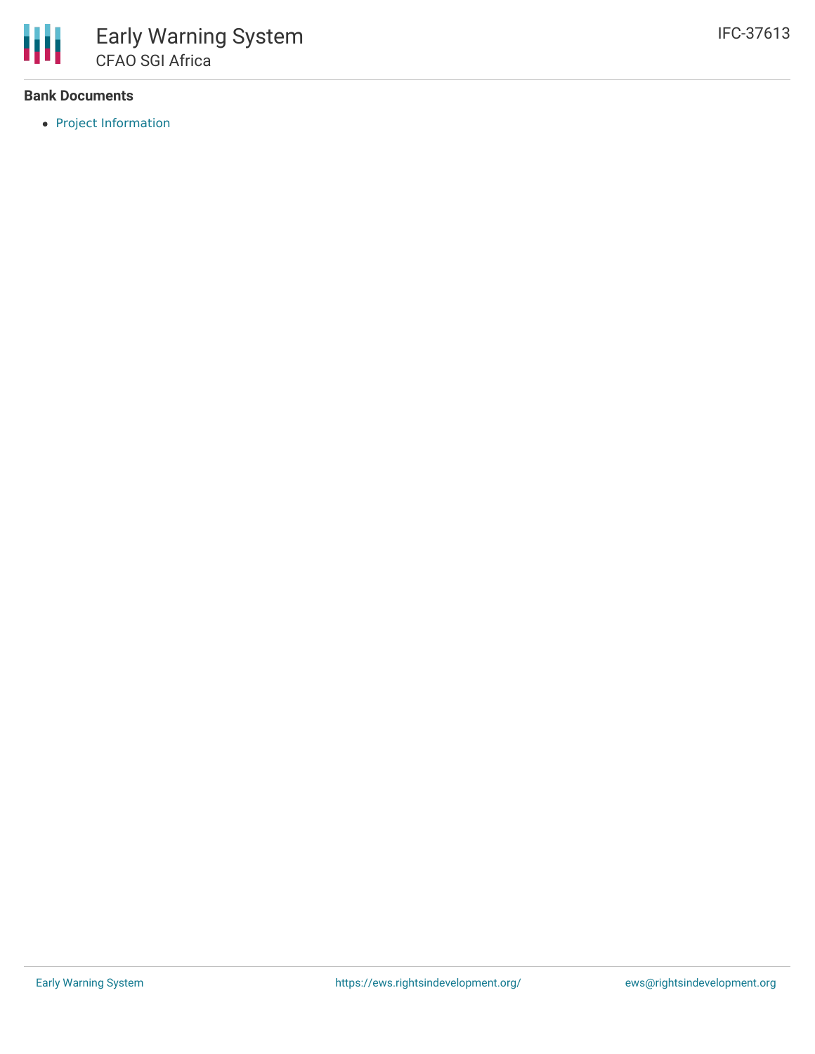**Bank Documents**

- Project Information